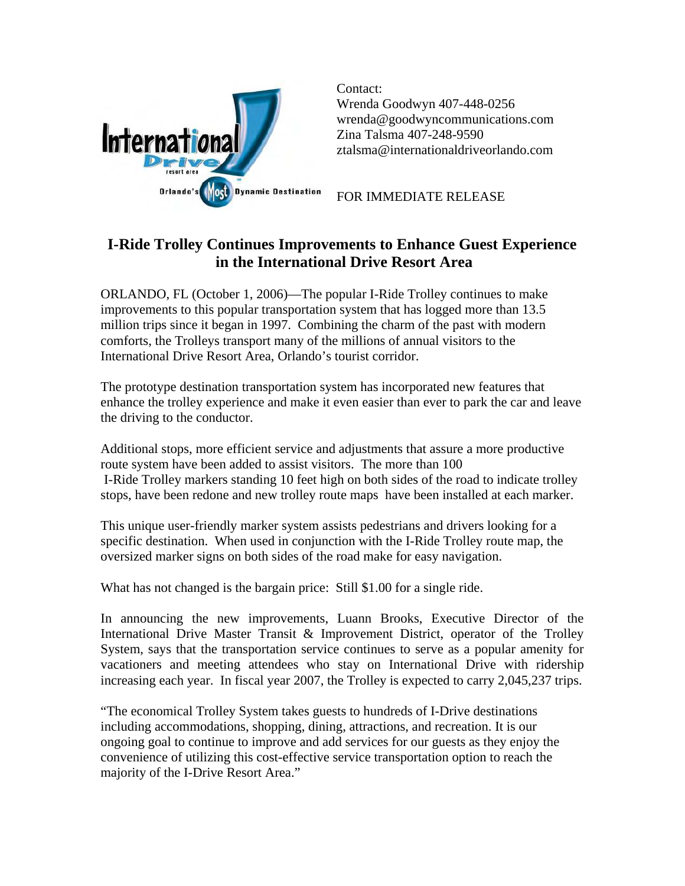Contact:
Wrenda Goodwyn 407-448-0256
wrenda@goodwyncommunications.com
Zina Talsma 407-248-9590
ztalsma@internationaldriveorlando.com

FOR IMMEDIATE RELEASE

# I-Ride Trolley Continues Improvements to Enhance Guest Experience in the International Drive Resort Area

ORLANDO, FL (October 1, 2006)—The popular I-Ride Trolley continues to make improvements to this popular transportation system that has logged more than 13.5 million trips since it began in 1997. Combining the charm of the past with modern comforts, the Trolleys transport many of the millions of annual visitors to the International Drive Resort Area, Orlando's tourist corridor.

The prototype destination transportation system has incorporated new features that enhance the trolley experience and make it even easier than ever to park the car and leave the driving to the conductor.

Additional stops, more efficient service and adjustments that assure a more productive route system have been added to assist visitors. The more than 100 I-Ride Trolley markers standing 10 feet high on both sides of the road to indicate trolley stops, have been redone and new trolley route maps have been installed at each marker.

This unique user-friendly marker system assists pedestrians and drivers looking for a specific destination. When used in conjunction with the I-Ride Trolley route map, the oversized marker signs on both sides of the road make for easy navigation.

What has not changed is the bargain price: Still $1.00 for a single ride.

In announcing the new improvements, Luann Brooks, Executive Director of the International Drive Master Transit & Improvement District, operator of the Trolley System, says that the transportation service continues to serve as a popular amenity for vacationers and meeting attendees who stay on International Drive with ridership increasing each year. In fiscal year 2007, the Trolley is expected to carry 2,045,237 trips.

"The economical Trolley System takes guests to hundreds of I-Drive destinations including accommodations, shopping, dining, attractions, and recreation. It is our ongoing goal to continue to improve and add services for our guests as they enjoy the convenience of utilizing this cost-effective service transportation option to reach the majority of the I-Drive Resort Area."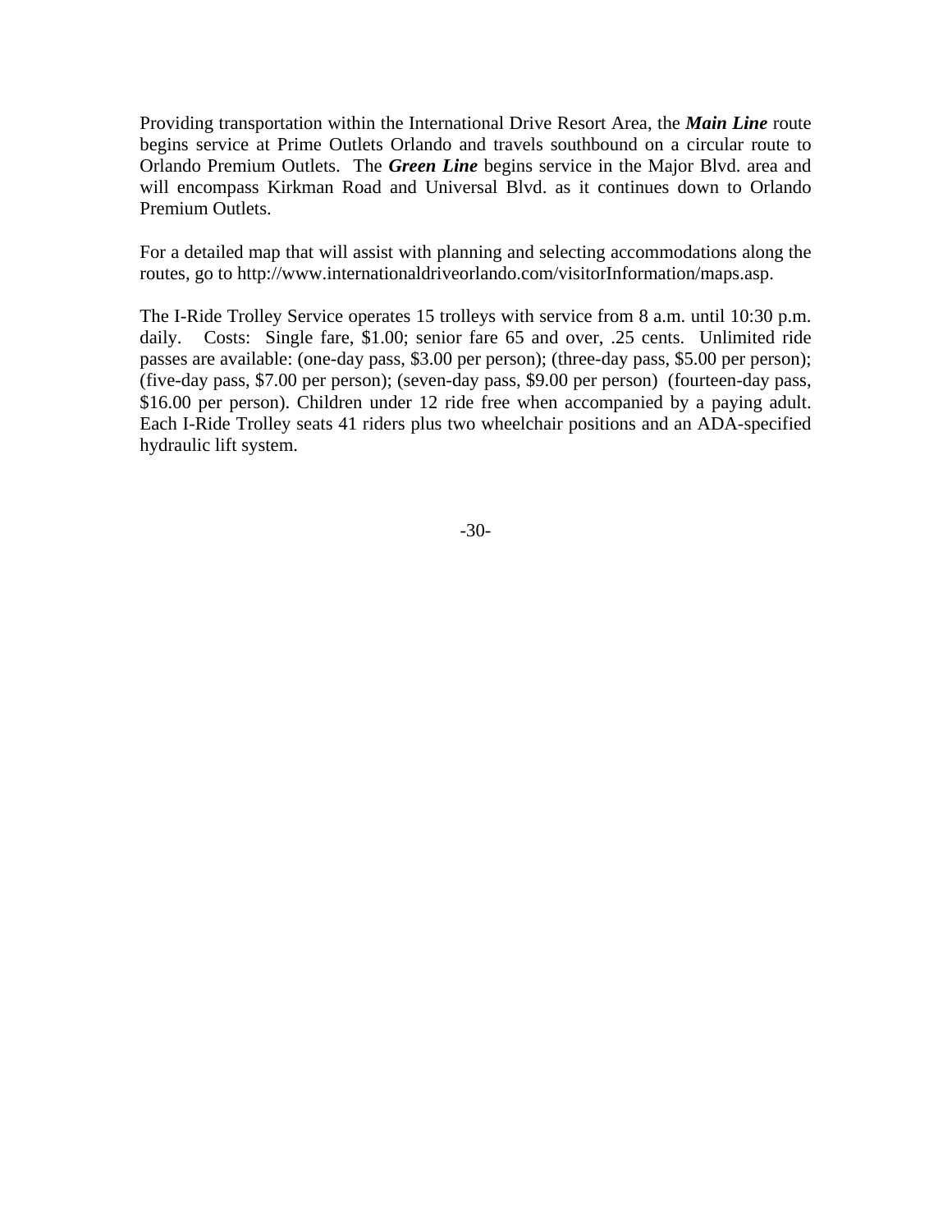Providing transportation within the International Drive Resort Area, the ***Main Line*** route begins service at Prime Outlets Orlando and travels southbound on a circular route to Orlando Premium Outlets. The ***Green Line*** begins service in the Major Blvd. area and will encompass Kirkman Road and Universal Blvd. as it continues down to Orlando Premium Outlets.

For a detailed map that will assist with planning and selecting accommodations along the routes, go to http://www.internationaldriveorlando.com/visitorInformation/maps.asp.

The I-Ride Trolley Service operates 15 trolleys with service from 8 a.m. until 10:30 p.m. daily. Costs: Single fare, $1.00; senior fare 65 and over, .25 cents. Unlimited ride passes are available: (one-day pass, $3.00 per person); (three-day pass, $5.00 per person); (five-day pass, $7.00 per person); (seven-day pass, $9.00 per person) (fourteen-day pass, $16.00 per person). Children under 12 ride free when accompanied by a paying adult. Each I-Ride Trolley seats 41 riders plus two wheelchair positions and an ADA-specified hydraulic lift system.